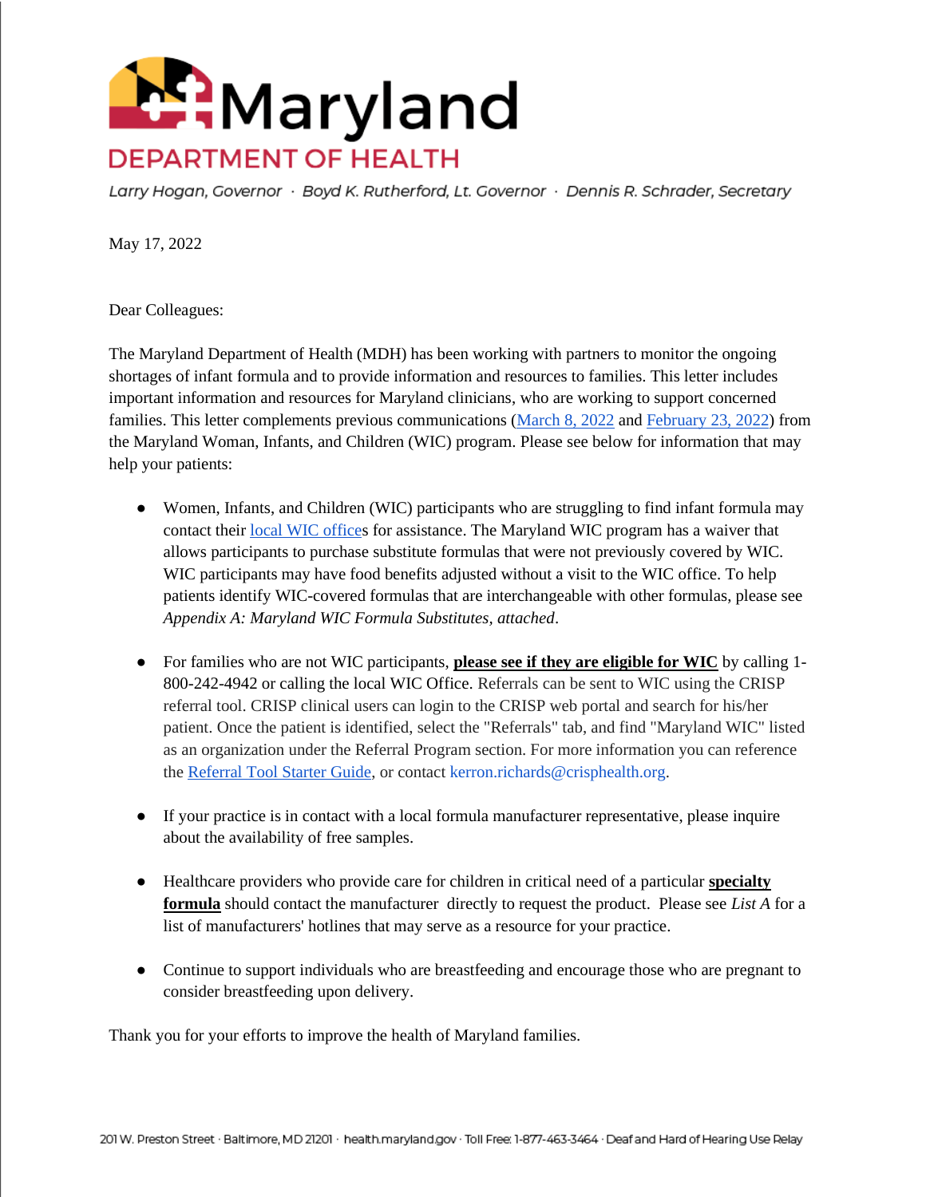# Maryland

## DEPARTMENT OF HEALTH

*Larry Hogan, Governor · Boyd K. Rutherford, Lt. Governor · Dennis R. Schrader, Secretary*

May 17, 2022

Dear Colleagues:

The Maryland Department of Health (MDH) has been working with partners to monitor the ongoing shortages of infant formula and to provide information and resources to families. This letter includes important information and resources for Maryland clinicians, who are working to support concerned families. This letter complements previous communications (March 8, 2022 and February 23, 2022) from the Maryland Woman, Infants, and Children (WIC) program. Please see below for information that may help your patients:

- Women, Infants, and Children (WIC) participants who are struggling to find infant formula may contact their local WIC offices for assistance. The Maryland WIC program has a waiver that allows participants to purchase substitute formulas that were not previously covered by WIC. WIC participants may have food benefits adjusted without a visit to the WIC office. To help patients identify WIC-covered formulas that are interchangeable with other formulas, please see *Appendix A: Maryland WIC Formula Substitutes, attached*.

- For families who are not WIC participants, **please see if they are eligible for WIC** by calling 1-800-242-4942 or calling the local WIC Office. Referrals can be sent to WIC using the CRISP referral tool. CRISP clinical users can login to the CRISP web portal and search for his/her patient. Once the patient is identified, select the "Referrals" tab, and find "Maryland WIC" listed as an organization under the Referral Program section. For more information you can reference the Referral Tool Starter Guide, or contact kerron.richards@crisphealth.org.

- If your practice is in contact with a local formula manufacturer representative, please inquire about the availability of free samples.

- Healthcare providers who provide care for children in critical need of a particular **specialty formula** should contact the manufacturer directly to request the product. Please see *List A* for a list of manufacturers' hotlines that may serve as a resource for your practice.

- Continue to support individuals who are breastfeeding and encourage those who are pregnant to consider breastfeeding upon delivery.

Thank you for your efforts to improve the health of Maryland families.

201 W. Preston Street · Baltimore, MD 21201 · health.maryland.gov · Toll Free: 1-877-463-3464 · Deaf and Hard of Hearing Use Relay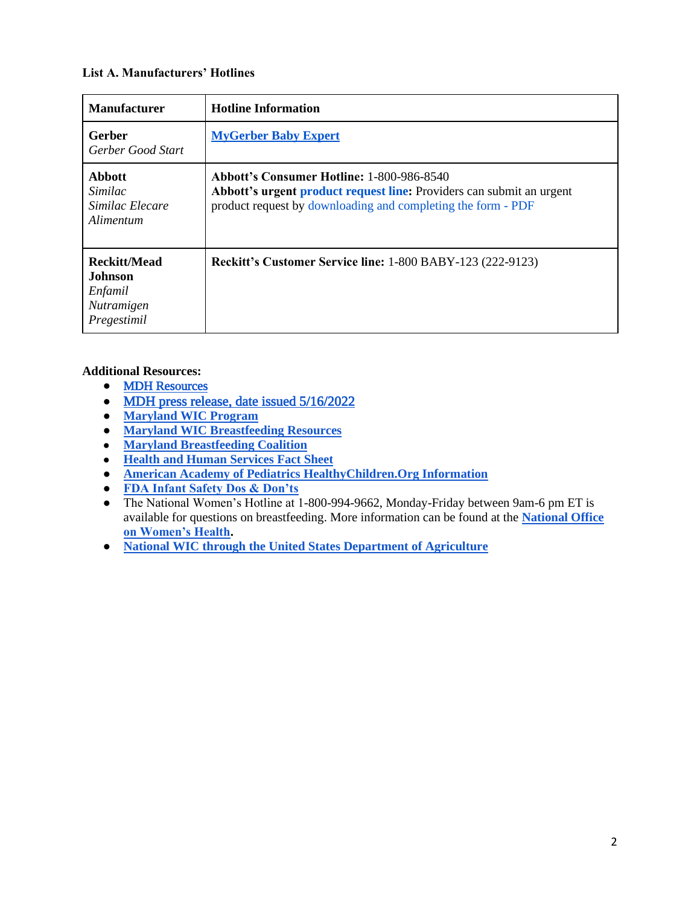**List A. Manufacturers' Hotlines**

| Manufacturer | Hotline Information |
|---|---|
| **Gerber**<br>*Gerber Good Start* | **MyGerber Baby Expert** |
| **Abbott**<br>*Similac*<br>*Similac Elecare*<br>*Alimentum* | **Abbott's Consumer Hotline:** 1-800-986-8540<br>**Abbott's urgent product request line:** Providers can submit an urgent product request by downloading and completing the form - PDF |
| **Reckitt/Mead Johnson**<br>*Enfamil*<br>*Nutramigen*<br>*Pregestimil* | **Reckitt's Customer Service line:** 1-800 BABY-123 (222-9123) |

**Additional Resources:**

- MDH Resources
- MDH press release, date issued 5/16/2022
- Maryland WIC Program
- Maryland WIC Breastfeeding Resources
- Maryland Breastfeeding Coalition
- Health and Human Services Fact Sheet
- American Academy of Pediatrics HealthyChildren.Org Information
- FDA Infant Safety Dos & Don'ts
- The National Women's Hotline at 1-800-994-9662, Monday-Friday between 9am-6 pm ET is available for questions on breastfeeding. More information can be found at the **National Office on Women's Health**.
- National WIC through the United States Department of Agriculture